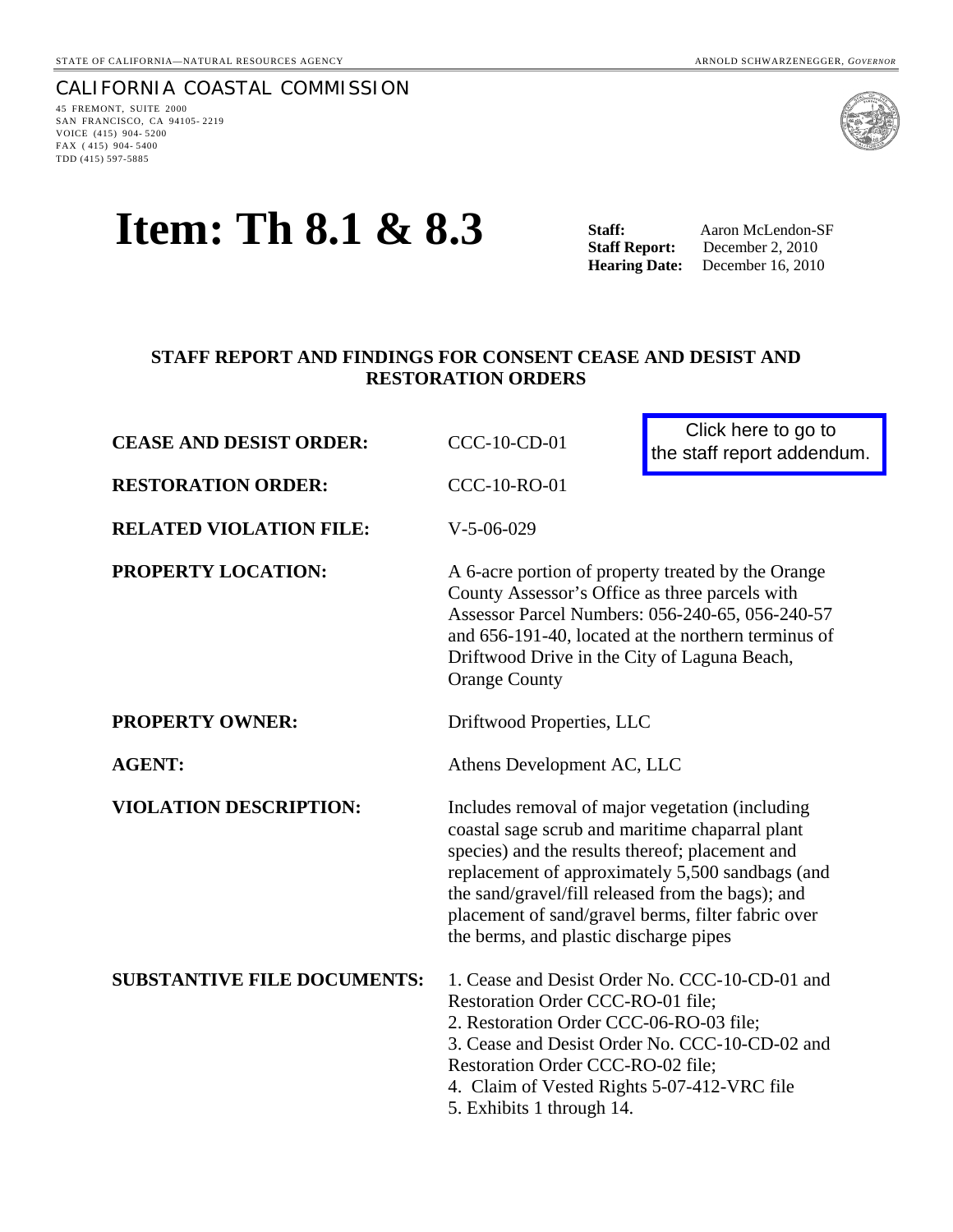STATE OF CALIFORNIA—NATURAL RESOURCES AGENCY ARNOLD SCHWARZENEGGER, *GOVERNOR*

CALIFORNIA COASTAL COMMISSION
45 FREMONT, SUITE 2000
SAN FRANCISCO, CA 94105-2219
VOICE (415) 904-5200
FAX (415) 904-5400
TDD (415) 597-5885

# Item: Th 8.1 & 8.3

**Staff:** Aaron McLendon-SF
**Staff Report:** December 2, 2010
**Hearing Date:** December 16, 2010

## STAFF REPORT AND FINDINGS FOR CONSENT CEASE AND DESIST AND RESTORATION ORDERS

Click here to go to the staff report addendum.

| | |
|---|---|
| **CEASE AND DESIST ORDER:** | CCC-10-CD-01 |
| **RESTORATION ORDER:** | CCC-10-RO-01 |
| **RELATED VIOLATION FILE:** | V-5-06-029 |
| **PROPERTY LOCATION:** | A 6-acre portion of property treated by the Orange County Assessor's Office as three parcels with Assessor Parcel Numbers: 056-240-65, 056-240-57 and 656-191-40, located at the northern terminus of Driftwood Drive in the City of Laguna Beach, Orange County |
| **PROPERTY OWNER:** | Driftwood Properties, LLC |
| **AGENT:** | Athens Development AC, LLC |
| **VIOLATION DESCRIPTION:** | Includes removal of major vegetation (including coastal sage scrub and maritime chaparral plant species) and the results thereof; placement and replacement of approximately 5,500 sandbags (and the sand/gravel/fill released from the bags); and placement of sand/gravel berms, filter fabric over the berms, and plastic discharge pipes |
| **SUBSTANTIVE FILE DOCUMENTS:** | 1. Cease and Desist Order No. CCC-10-CD-01 and Restoration Order CCC-RO-01 file;<br>2. Restoration Order CCC-06-RO-03 file;<br>3. Cease and Desist Order No. CCC-10-CD-02 and Restoration Order CCC-RO-02 file;<br>4. Claim of Vested Rights 5-07-412-VRC file<br>5. Exhibits 1 through 14. |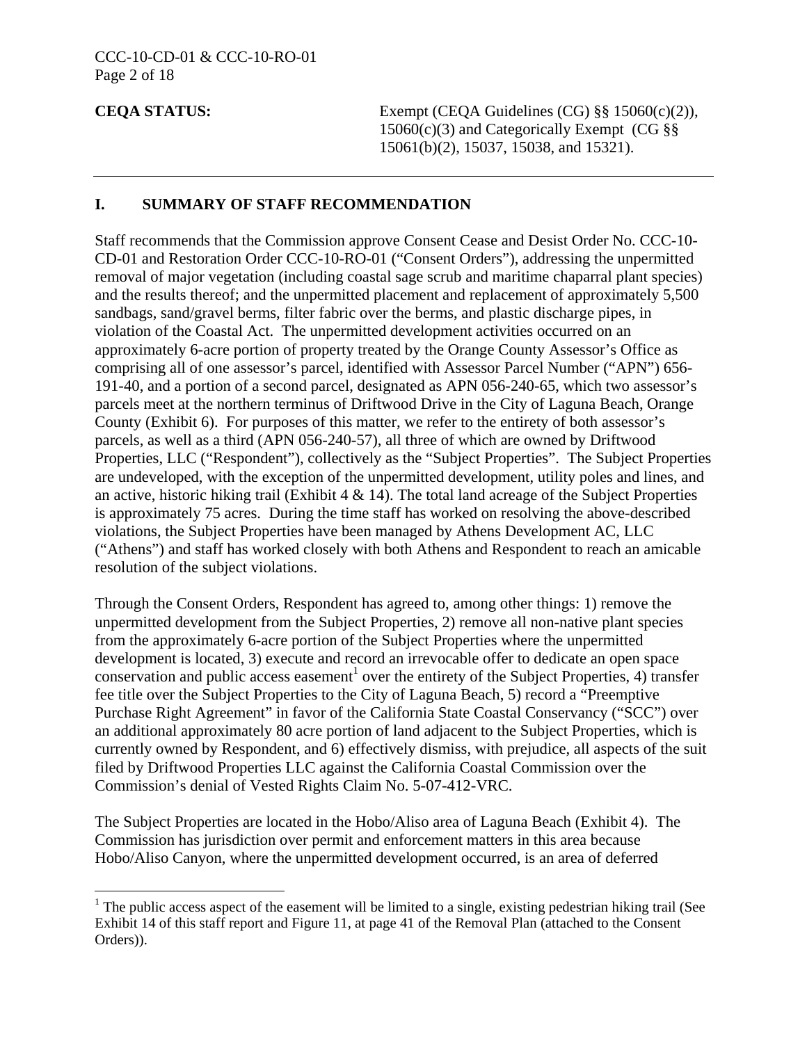**CEQA STATUS:** Exempt (CEQA Guidelines (CG) §§ 15060(c)(2)), 15060(c)(3) and Categorically Exempt (CG §§ 15061(b)(2), 15037, 15038, and 15321).

## I. SUMMARY OF STAFF RECOMMENDATION

Staff recommends that the Commission approve Consent Cease and Desist Order No. CCC-10-CD-01 and Restoration Order CCC-10-RO-01 ("Consent Orders"), addressing the unpermitted removal of major vegetation (including coastal sage scrub and maritime chaparral plant species) and the results thereof; and the unpermitted placement and replacement of approximately 5,500 sandbags, sand/gravel berms, filter fabric over the berms, and plastic discharge pipes, in violation of the Coastal Act. The unpermitted development activities occurred on an approximately 6-acre portion of property treated by the Orange County Assessor's Office as comprising all of one assessor's parcel, identified with Assessor Parcel Number ("APN") 656-191-40, and a portion of a second parcel, designated as APN 056-240-65, which two assessor's parcels meet at the northern terminus of Driftwood Drive in the City of Laguna Beach, Orange County (Exhibit 6). For purposes of this matter, we refer to the entirety of both assessor's parcels, as well as a third (APN 056-240-57), all three of which are owned by Driftwood Properties, LLC ("Respondent"), collectively as the "Subject Properties". The Subject Properties are undeveloped, with the exception of the unpermitted development, utility poles and lines, and an active, historic hiking trail (Exhibit 4 & 14). The total land acreage of the Subject Properties is approximately 75 acres. During the time staff has worked on resolving the above-described violations, the Subject Properties have been managed by Athens Development AC, LLC ("Athens") and staff has worked closely with both Athens and Respondent to reach an amicable resolution of the subject violations.

Through the Consent Orders, Respondent has agreed to, among other things: 1) remove the unpermitted development from the Subject Properties, 2) remove all non-native plant species from the approximately 6-acre portion of the Subject Properties where the unpermitted development is located, 3) execute and record an irrevocable offer to dedicate an open space conservation and public access easement[1] over the entirety of the Subject Properties, 4) transfer fee title over the Subject Properties to the City of Laguna Beach, 5) record a "Preemptive Purchase Right Agreement" in favor of the California State Coastal Conservancy ("SCC") over an additional approximately 80 acre portion of land adjacent to the Subject Properties, which is currently owned by Respondent, and 6) effectively dismiss, with prejudice, all aspects of the suit filed by Driftwood Properties LLC against the California Coastal Commission over the Commission's denial of Vested Rights Claim No. 5-07-412-VRC.

The Subject Properties are located in the Hobo/Aliso area of Laguna Beach (Exhibit 4). The Commission has jurisdiction over permit and enforcement matters in this area because Hobo/Aliso Canyon, where the unpermitted development occurred, is an area of deferred

[1] The public access aspect of the easement will be limited to a single, existing pedestrian hiking trail (See Exhibit 14 of this staff report and Figure 11, at page 41 of the Removal Plan (attached to the Consent Orders)).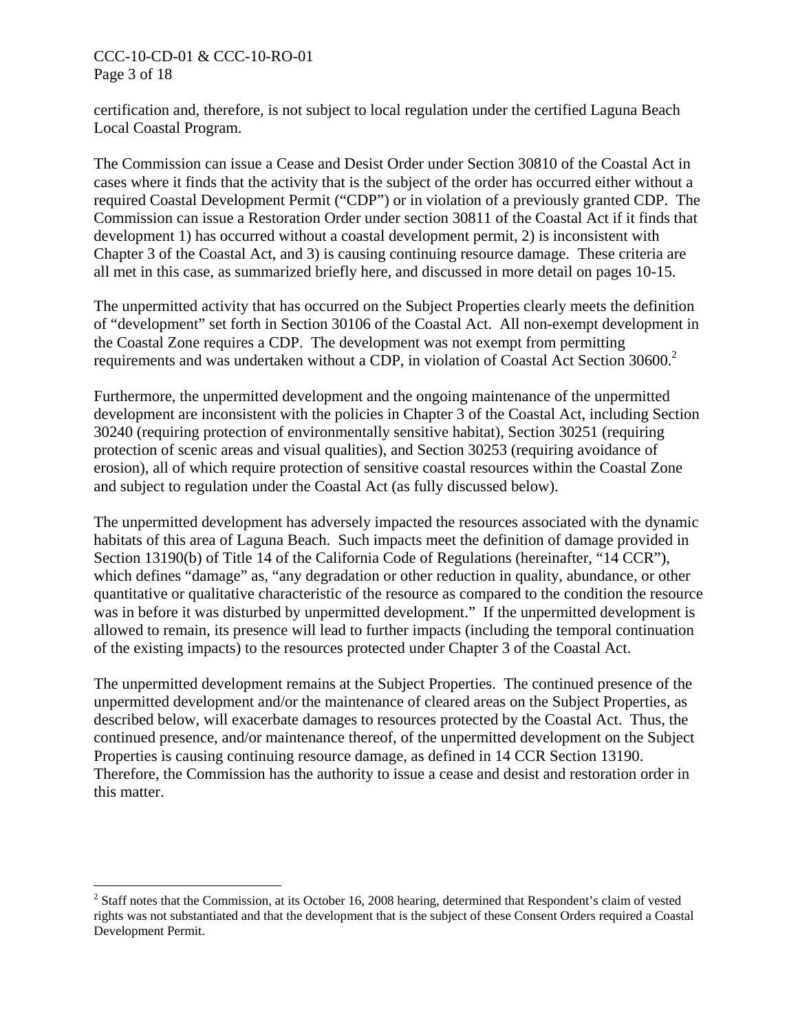certification and, therefore, is not subject to local regulation under the certified Laguna Beach Local Coastal Program.

The Commission can issue a Cease and Desist Order under Section 30810 of the Coastal Act in cases where it finds that the activity that is the subject of the order has occurred either without a required Coastal Development Permit ("CDP") or in violation of a previously granted CDP. The Commission can issue a Restoration Order under section 30811 of the Coastal Act if it finds that development 1) has occurred without a coastal development permit, 2) is inconsistent with Chapter 3 of the Coastal Act, and 3) is causing continuing resource damage. These criteria are all met in this case, as summarized briefly here, and discussed in more detail on pages 10-15.

The unpermitted activity that has occurred on the Subject Properties clearly meets the definition of "development" set forth in Section 30106 of the Coastal Act. All non-exempt development in the Coastal Zone requires a CDP. The development was not exempt from permitting requirements and was undertaken without a CDP, in violation of Coastal Act Section 30600.[2]

Furthermore, the unpermitted development and the ongoing maintenance of the unpermitted development are inconsistent with the policies in Chapter 3 of the Coastal Act, including Section 30240 (requiring protection of environmentally sensitive habitat), Section 30251 (requiring protection of scenic areas and visual qualities), and Section 30253 (requiring avoidance of erosion), all of which require protection of sensitive coastal resources within the Coastal Zone and subject to regulation under the Coastal Act (as fully discussed below).

The unpermitted development has adversely impacted the resources associated with the dynamic habitats of this area of Laguna Beach. Such impacts meet the definition of damage provided in Section 13190(b) of Title 14 of the California Code of Regulations (hereinafter, "14 CCR"), which defines "damage" as, "any degradation or other reduction in quality, abundance, or other quantitative or qualitative characteristic of the resource as compared to the condition the resource was in before it was disturbed by unpermitted development." If the unpermitted development is allowed to remain, its presence will lead to further impacts (including the temporal continuation of the existing impacts) to the resources protected under Chapter 3 of the Coastal Act.

The unpermitted development remains at the Subject Properties. The continued presence of the unpermitted development and/or the maintenance of cleared areas on the Subject Properties, as described below, will exacerbate damages to resources protected by the Coastal Act. Thus, the continued presence, and/or maintenance thereof, of the unpermitted development on the Subject Properties is causing continuing resource damage, as defined in 14 CCR Section 13190. Therefore, the Commission has the authority to issue a cease and desist and restoration order in this matter.

---

[2] Staff notes that the Commission, at its October 16, 2008 hearing, determined that Respondent's claim of vested rights was not substantiated and that the development that is the subject of these Consent Orders required a Coastal Development Permit.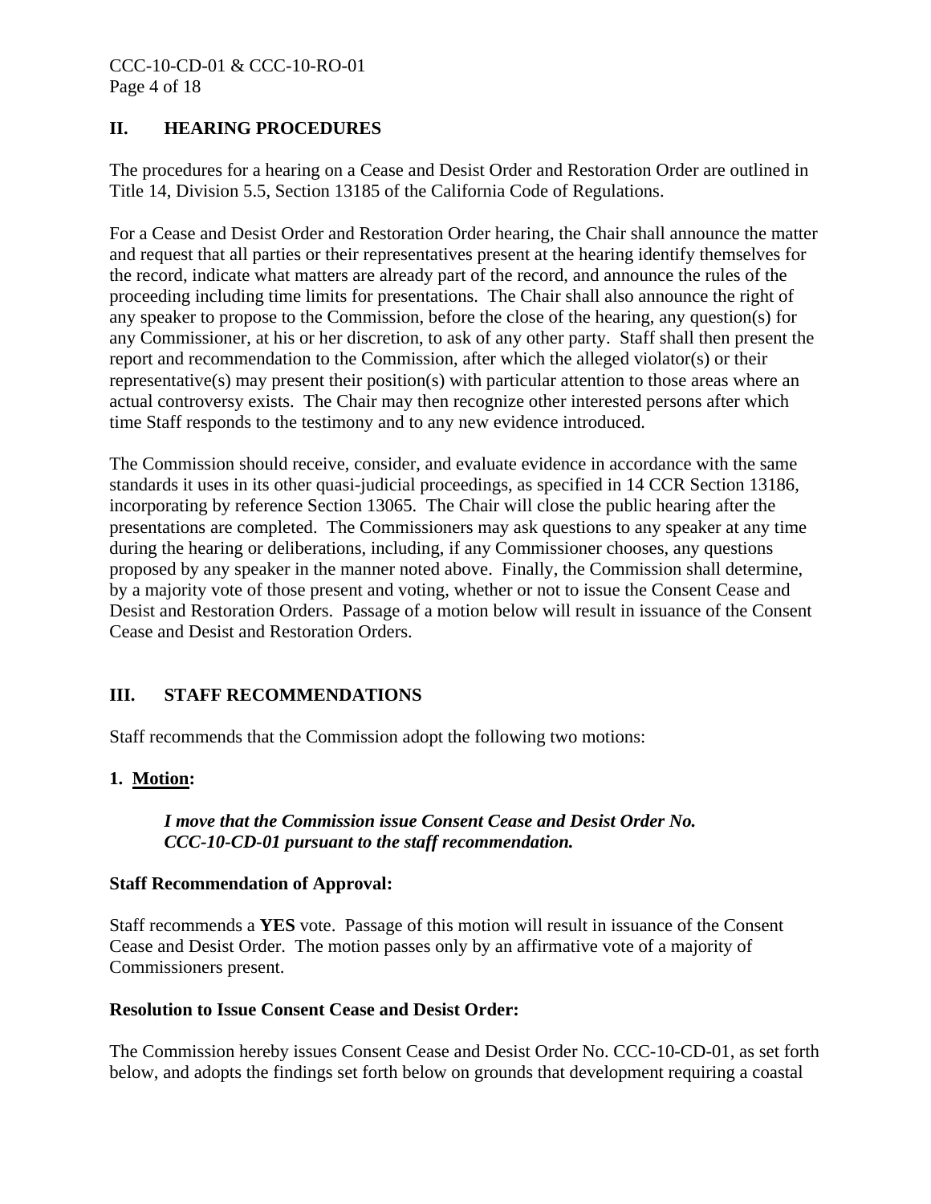## II. HEARING PROCEDURES

The procedures for a hearing on a Cease and Desist Order and Restoration Order are outlined in Title 14, Division 5.5, Section 13185 of the California Code of Regulations.

For a Cease and Desist Order and Restoration Order hearing, the Chair shall announce the matter and request that all parties or their representatives present at the hearing identify themselves for the record, indicate what matters are already part of the record, and announce the rules of the proceeding including time limits for presentations. The Chair shall also announce the right of any speaker to propose to the Commission, before the close of the hearing, any question(s) for any Commissioner, at his or her discretion, to ask of any other party. Staff shall then present the report and recommendation to the Commission, after which the alleged violator(s) or their representative(s) may present their position(s) with particular attention to those areas where an actual controversy exists. The Chair may then recognize other interested persons after which time Staff responds to the testimony and to any new evidence introduced.

The Commission should receive, consider, and evaluate evidence in accordance with the same standards it uses in its other quasi-judicial proceedings, as specified in 14 CCR Section 13186, incorporating by reference Section 13065. The Chair will close the public hearing after the presentations are completed. The Commissioners may ask questions to any speaker at any time during the hearing or deliberations, including, if any Commissioner chooses, any questions proposed by any speaker in the manner noted above. Finally, the Commission shall determine, by a majority vote of those present and voting, whether or not to issue the Consent Cease and Desist and Restoration Orders. Passage of a motion below will result in issuance of the Consent Cease and Desist and Restoration Orders.

## III. STAFF RECOMMENDATIONS

Staff recommends that the Commission adopt the following two motions:

**1. <u>Motion</u>:**

> ***I move that the Commission issue Consent Cease and Desist Order No. CCC-10-CD-01 pursuant to the staff recommendation.***

**Staff Recommendation of Approval:**

Staff recommends a **YES** vote. Passage of this motion will result in issuance of the Consent Cease and Desist Order. The motion passes only by an affirmative vote of a majority of Commissioners present.

**Resolution to Issue Consent Cease and Desist Order:**

The Commission hereby issues Consent Cease and Desist Order No. CCC-10-CD-01, as set forth below, and adopts the findings set forth below on grounds that development requiring a coastal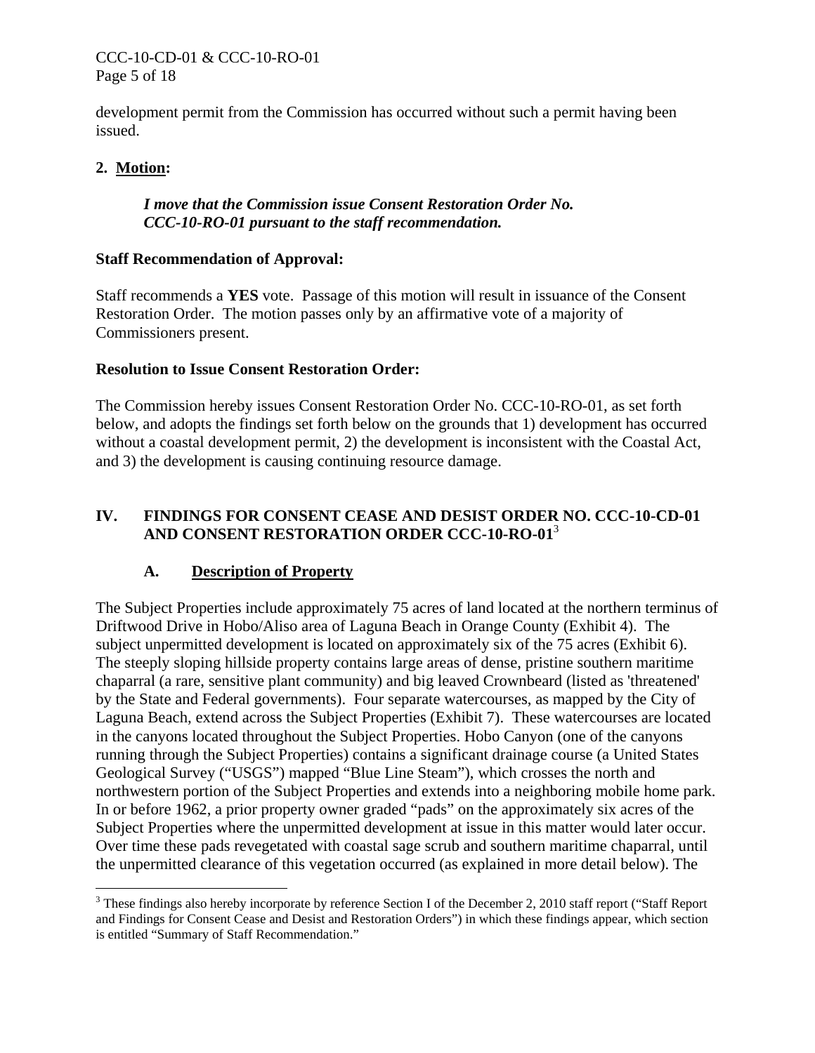development permit from the Commission has occurred without such a permit having been issued.

**2. Motion:**

> ***I move that the Commission issue Consent Restoration Order No. CCC-10-RO-01 pursuant to the staff recommendation.***

**Staff Recommendation of Approval:**

Staff recommends a **YES** vote. Passage of this motion will result in issuance of the Consent Restoration Order. The motion passes only by an affirmative vote of a majority of Commissioners present.

**Resolution to Issue Consent Restoration Order:**

The Commission hereby issues Consent Restoration Order No. CCC-10-RO-01, as set forth below, and adopts the findings set forth below on the grounds that 1) development has occurred without a coastal development permit, 2) the development is inconsistent with the Coastal Act, and 3) the development is causing continuing resource damage.

## IV. FINDINGS FOR CONSENT CEASE AND DESIST ORDER NO. CCC-10-CD-01 AND CONSENT RESTORATION ORDER CCC-10-RO-01[3]

### A. Description of Property

The Subject Properties include approximately 75 acres of land located at the northern terminus of Driftwood Drive in Hobo/Aliso area of Laguna Beach in Orange County (Exhibit 4). The subject unpermitted development is located on approximately six of the 75 acres (Exhibit 6). The steeply sloping hillside property contains large areas of dense, pristine southern maritime chaparral (a rare, sensitive plant community) and big leaved Crownbeard (listed as 'threatened' by the State and Federal governments). Four separate watercourses, as mapped by the City of Laguna Beach, extend across the Subject Properties (Exhibit 7). These watercourses are located in the canyons located throughout the Subject Properties. Hobo Canyon (one of the canyons running through the Subject Properties) contains a significant drainage course (a United States Geological Survey ("USGS") mapped "Blue Line Steam"), which crosses the north and northwestern portion of the Subject Properties and extends into a neighboring mobile home park. In or before 1962, a prior property owner graded "pads" on the approximately six acres of the Subject Properties where the unpermitted development at issue in this matter would later occur. Over time these pads revegetated with coastal sage scrub and southern maritime chaparral, until the unpermitted clearance of this vegetation occurred (as explained in more detail below). The

[3] These findings also hereby incorporate by reference Section I of the December 2, 2010 staff report ("Staff Report and Findings for Consent Cease and Desist and Restoration Orders") in which these findings appear, which section is entitled "Summary of Staff Recommendation."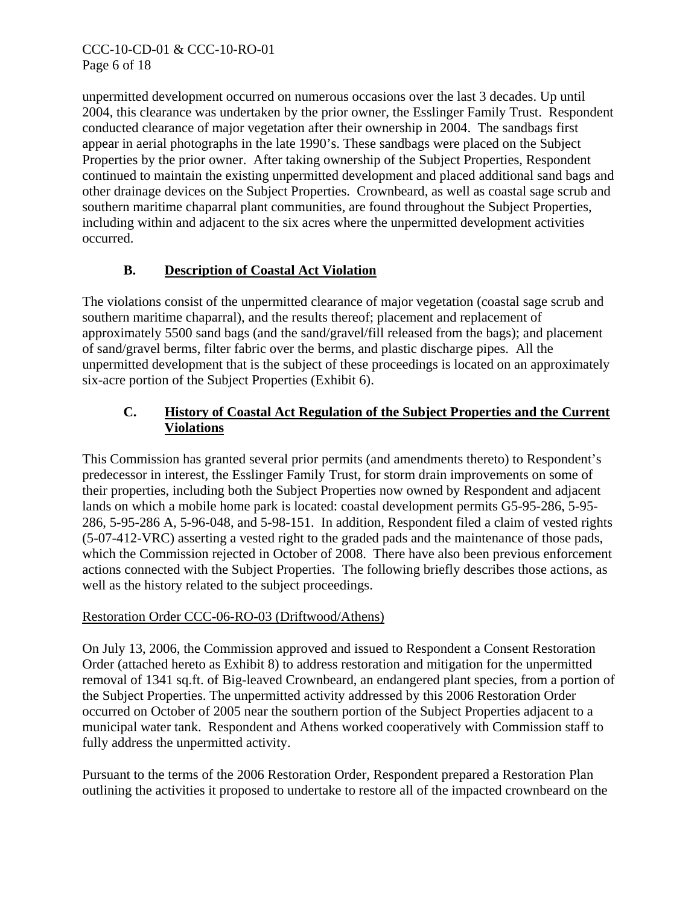unpermitted development occurred on numerous occasions over the last 3 decades. Up until 2004, this clearance was undertaken by the prior owner, the Esslinger Family Trust. Respondent conducted clearance of major vegetation after their ownership in 2004. The sandbags first appear in aerial photographs in the late 1990's. These sandbags were placed on the Subject Properties by the prior owner. After taking ownership of the Subject Properties, Respondent continued to maintain the existing unpermitted development and placed additional sand bags and other drainage devices on the Subject Properties. Crownbeard, as well as coastal sage scrub and southern maritime chaparral plant communities, are found throughout the Subject Properties, including within and adjacent to the six acres where the unpermitted development activities occurred.

### B. Description of Coastal Act Violation

The violations consist of the unpermitted clearance of major vegetation (coastal sage scrub and southern maritime chaparral), and the results thereof; placement and replacement of approximately 5500 sand bags (and the sand/gravel/fill released from the bags); and placement of sand/gravel berms, filter fabric over the berms, and plastic discharge pipes. All the unpermitted development that is the subject of these proceedings is located on an approximately six-acre portion of the Subject Properties (Exhibit 6).

### C. History of Coastal Act Regulation of the Subject Properties and the Current Violations

This Commission has granted several prior permits (and amendments thereto) to Respondent's predecessor in interest, the Esslinger Family Trust, for storm drain improvements on some of their properties, including both the Subject Properties now owned by Respondent and adjacent lands on which a mobile home park is located: coastal development permits G5-95-286, 5-95-286, 5-95-286 A, 5-96-048, and 5-98-151. In addition, Respondent filed a claim of vested rights (5-07-412-VRC) asserting a vested right to the graded pads and the maintenance of those pads, which the Commission rejected in October of 2008. There have also been previous enforcement actions connected with the Subject Properties. The following briefly describes those actions, as well as the history related to the subject proceedings.

Restoration Order CCC-06-RO-03 (Driftwood/Athens)

On July 13, 2006, the Commission approved and issued to Respondent a Consent Restoration Order (attached hereto as Exhibit 8) to address restoration and mitigation for the unpermitted removal of 1341 sq.ft. of Big-leaved Crownbeard, an endangered plant species, from a portion of the Subject Properties. The unpermitted activity addressed by this 2006 Restoration Order occurred on October of 2005 near the southern portion of the Subject Properties adjacent to a municipal water tank. Respondent and Athens worked cooperatively with Commission staff to fully address the unpermitted activity.

Pursuant to the terms of the 2006 Restoration Order, Respondent prepared a Restoration Plan outlining the activities it proposed to undertake to restore all of the impacted crownbeard on the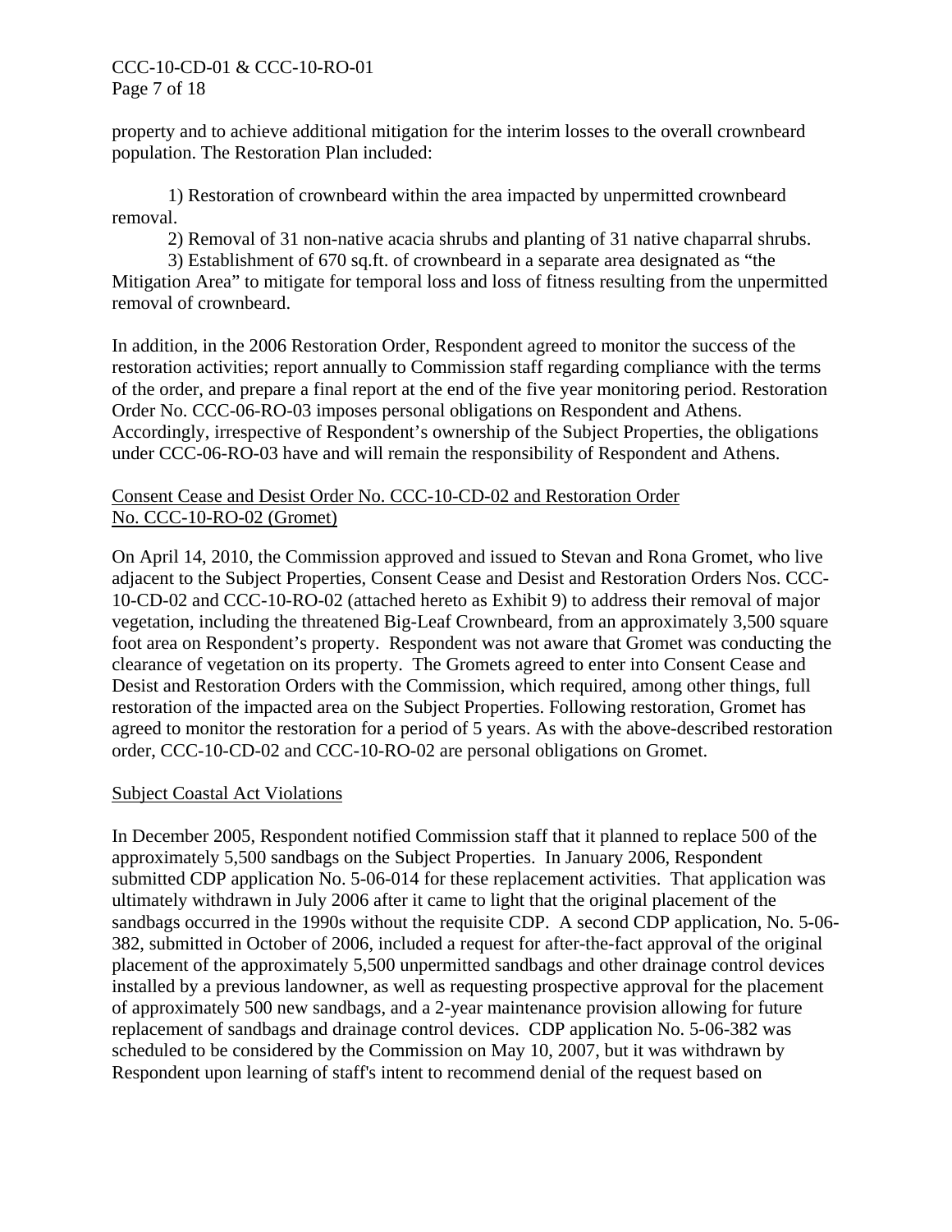property and to achieve additional mitigation for the interim losses to the overall crownbeard population. The Restoration Plan included:

1) Restoration of crownbeard within the area impacted by unpermitted crownbeard removal.

2) Removal of 31 non-native acacia shrubs and planting of 31 native chaparral shrubs.

3) Establishment of 670 sq.ft. of crownbeard in a separate area designated as "the Mitigation Area" to mitigate for temporal loss and loss of fitness resulting from the unpermitted removal of crownbeard.

In addition, in the 2006 Restoration Order, Respondent agreed to monitor the success of the restoration activities; report annually to Commission staff regarding compliance with the terms of the order, and prepare a final report at the end of the five year monitoring period. Restoration Order No. CCC-06-RO-03 imposes personal obligations on Respondent and Athens. Accordingly, irrespective of Respondent's ownership of the Subject Properties, the obligations under CCC-06-RO-03 have and will remain the responsibility of Respondent and Athens.

Consent Cease and Desist Order No. CCC-10-CD-02 and Restoration Order No. CCC-10-RO-02 (Gromet)

On April 14, 2010, the Commission approved and issued to Stevan and Rona Gromet, who live adjacent to the Subject Properties, Consent Cease and Desist and Restoration Orders Nos. CCC-10-CD-02 and CCC-10-RO-02 (attached hereto as Exhibit 9) to address their removal of major vegetation, including the threatened Big-Leaf Crownbeard, from an approximately 3,500 square foot area on Respondent's property. Respondent was not aware that Gromet was conducting the clearance of vegetation on its property. The Gromets agreed to enter into Consent Cease and Desist and Restoration Orders with the Commission, which required, among other things, full restoration of the impacted area on the Subject Properties. Following restoration, Gromet has agreed to monitor the restoration for a period of 5 years. As with the above-described restoration order, CCC-10-CD-02 and CCC-10-RO-02 are personal obligations on Gromet.

Subject Coastal Act Violations

In December 2005, Respondent notified Commission staff that it planned to replace 500 of the approximately 5,500 sandbags on the Subject Properties. In January 2006, Respondent submitted CDP application No. 5-06-014 for these replacement activities. That application was ultimately withdrawn in July 2006 after it came to light that the original placement of the sandbags occurred in the 1990s without the requisite CDP. A second CDP application, No. 5-06-382, submitted in October of 2006, included a request for after-the-fact approval of the original placement of the approximately 5,500 unpermitted sandbags and other drainage control devices installed by a previous landowner, as well as requesting prospective approval for the placement of approximately 500 new sandbags, and a 2-year maintenance provision allowing for future replacement of sandbags and drainage control devices. CDP application No. 5-06-382 was scheduled to be considered by the Commission on May 10, 2007, but it was withdrawn by Respondent upon learning of staff's intent to recommend denial of the request based on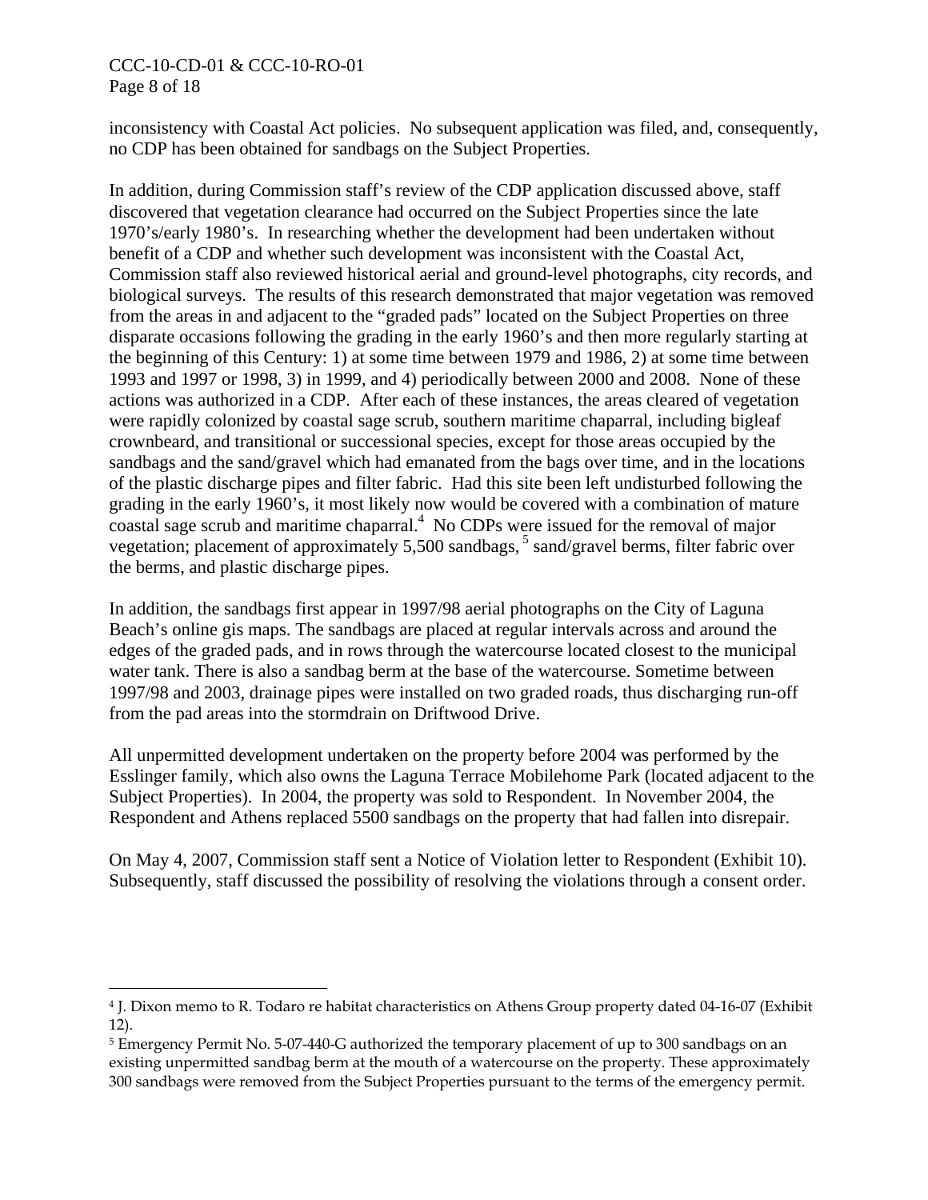inconsistency with Coastal Act policies. No subsequent application was filed, and, consequently, no CDP has been obtained for sandbags on the Subject Properties.

In addition, during Commission staff's review of the CDP application discussed above, staff discovered that vegetation clearance had occurred on the Subject Properties since the late 1970's/early 1980's. In researching whether the development had been undertaken without benefit of a CDP and whether such development was inconsistent with the Coastal Act, Commission staff also reviewed historical aerial and ground-level photographs, city records, and biological surveys. The results of this research demonstrated that major vegetation was removed from the areas in and adjacent to the "graded pads" located on the Subject Properties on three disparate occasions following the grading in the early 1960's and then more regularly starting at the beginning of this Century: 1) at some time between 1979 and 1986, 2) at some time between 1993 and 1997 or 1998, 3) in 1999, and 4) periodically between 2000 and 2008. None of these actions was authorized in a CDP. After each of these instances, the areas cleared of vegetation were rapidly colonized by coastal sage scrub, southern maritime chaparral, including bigleaf crownbeard, and transitional or successional species, except for those areas occupied by the sandbags and the sand/gravel which had emanated from the bags over time, and in the locations of the plastic discharge pipes and filter fabric. Had this site been left undisturbed following the grading in the early 1960's, it most likely now would be covered with a combination of mature coastal sage scrub and maritime chaparral.[4] No CDPs were issued for the removal of major vegetation; placement of approximately 5,500 sandbags,[5] sand/gravel berms, filter fabric over the berms, and plastic discharge pipes.

In addition, the sandbags first appear in 1997/98 aerial photographs on the City of Laguna Beach's online gis maps. The sandbags are placed at regular intervals across and around the edges of the graded pads, and in rows through the watercourse located closest to the municipal water tank. There is also a sandbag berm at the base of the watercourse. Sometime between 1997/98 and 2003, drainage pipes were installed on two graded roads, thus discharging run-off from the pad areas into the stormdrain on Driftwood Drive.

All unpermitted development undertaken on the property before 2004 was performed by the Esslinger family, which also owns the Laguna Terrace Mobilehome Park (located adjacent to the Subject Properties). In 2004, the property was sold to Respondent. In November 2004, the Respondent and Athens replaced 5500 sandbags on the property that had fallen into disrepair.

On May 4, 2007, Commission staff sent a Notice of Violation letter to Respondent (Exhibit 10). Subsequently, staff discussed the possibility of resolving the violations through a consent order.

---

[4] J. Dixon memo to R. Todaro re habitat characteristics on Athens Group property dated 04-16-07 (Exhibit 12).

[5] Emergency Permit No. 5-07-440-G authorized the temporary placement of up to 300 sandbags on an existing unpermitted sandbag berm at the mouth of a watercourse on the property. These approximately 300 sandbags were removed from the Subject Properties pursuant to the terms of the emergency permit.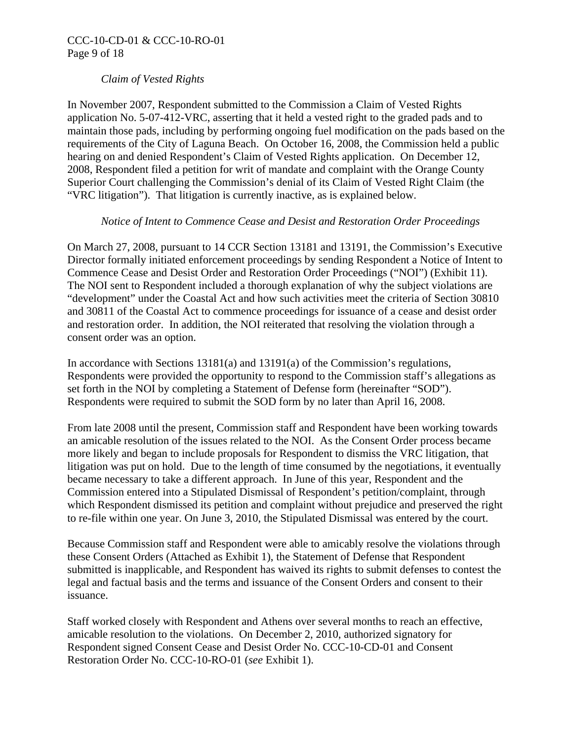*Claim of Vested Rights*

In November 2007, Respondent submitted to the Commission a Claim of Vested Rights application No. 5-07-412-VRC, asserting that it held a vested right to the graded pads and to maintain those pads, including by performing ongoing fuel modification on the pads based on the requirements of the City of Laguna Beach. On October 16, 2008, the Commission held a public hearing on and denied Respondent's Claim of Vested Rights application. On December 12, 2008, Respondent filed a petition for writ of mandate and complaint with the Orange County Superior Court challenging the Commission's denial of its Claim of Vested Right Claim (the "VRC litigation"). That litigation is currently inactive, as is explained below.

*Notice of Intent to Commence Cease and Desist and Restoration Order Proceedings*

On March 27, 2008, pursuant to 14 CCR Section 13181 and 13191, the Commission's Executive Director formally initiated enforcement proceedings by sending Respondent a Notice of Intent to Commence Cease and Desist Order and Restoration Order Proceedings ("NOI") (Exhibit 11). The NOI sent to Respondent included a thorough explanation of why the subject violations are "development" under the Coastal Act and how such activities meet the criteria of Section 30810 and 30811 of the Coastal Act to commence proceedings for issuance of a cease and desist order and restoration order. In addition, the NOI reiterated that resolving the violation through a consent order was an option.

In accordance with Sections 13181(a) and 13191(a) of the Commission's regulations, Respondents were provided the opportunity to respond to the Commission staff's allegations as set forth in the NOI by completing a Statement of Defense form (hereinafter "SOD"). Respondents were required to submit the SOD form by no later than April 16, 2008.

From late 2008 until the present, Commission staff and Respondent have been working towards an amicable resolution of the issues related to the NOI. As the Consent Order process became more likely and began to include proposals for Respondent to dismiss the VRC litigation, that litigation was put on hold. Due to the length of time consumed by the negotiations, it eventually became necessary to take a different approach. In June of this year, Respondent and the Commission entered into a Stipulated Dismissal of Respondent's petition/complaint, through which Respondent dismissed its petition and complaint without prejudice and preserved the right to re-file within one year. On June 3, 2010, the Stipulated Dismissal was entered by the court.

Because Commission staff and Respondent were able to amicably resolve the violations through these Consent Orders (Attached as Exhibit 1), the Statement of Defense that Respondent submitted is inapplicable, and Respondent has waived its rights to submit defenses to contest the legal and factual basis and the terms and issuance of the Consent Orders and consent to their issuance.

Staff worked closely with Respondent and Athens over several months to reach an effective, amicable resolution to the violations. On December 2, 2010, authorized signatory for Respondent signed Consent Cease and Desist Order No. CCC-10-CD-01 and Consent Restoration Order No. CCC-10-RO-01 (*see* Exhibit 1).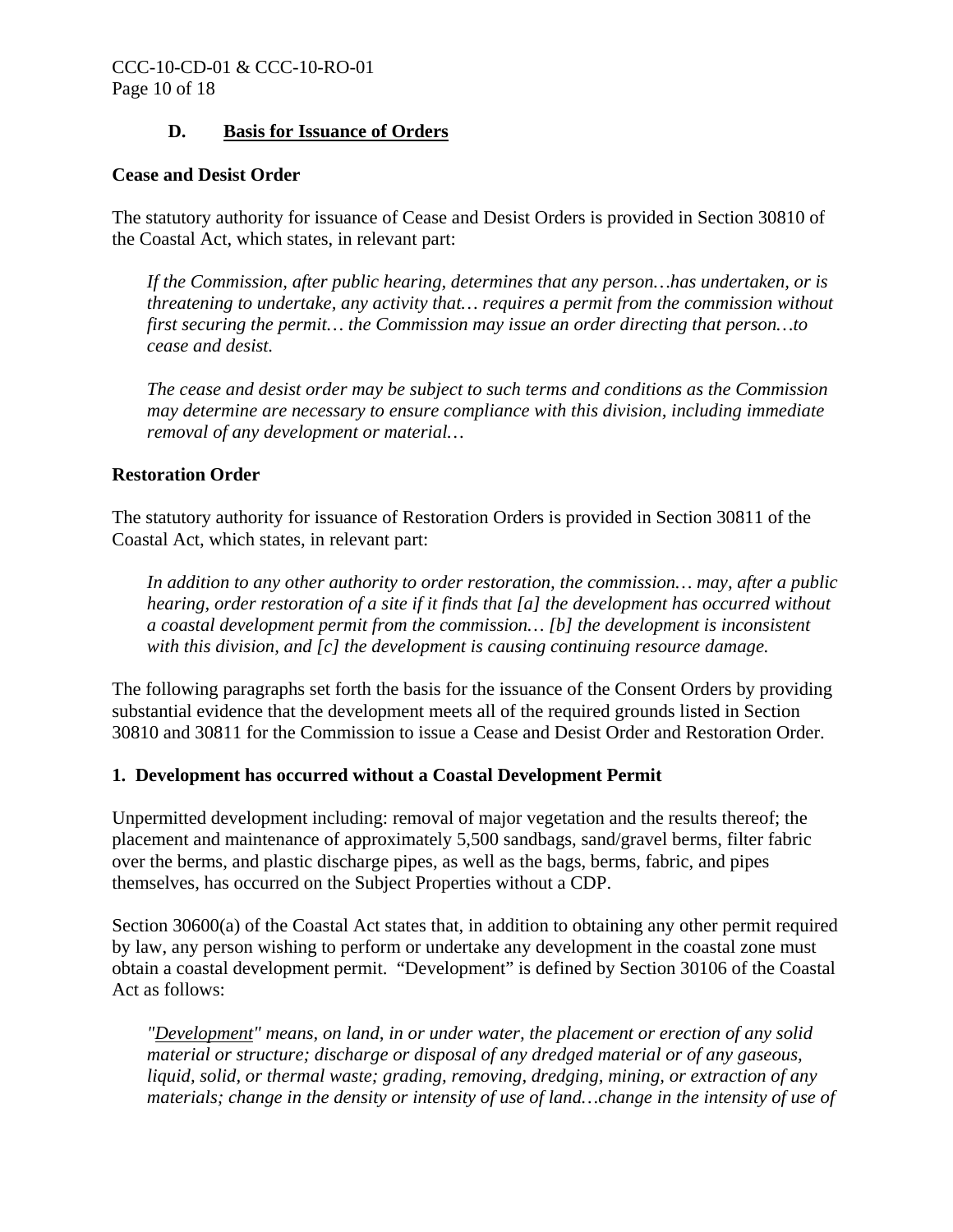### D. Basis for Issuance of Orders

**Cease and Desist Order**

The statutory authority for issuance of Cease and Desist Orders is provided in Section 30810 of the Coastal Act, which states, in relevant part:

> *If the Commission, after public hearing, determines that any person…has undertaken, or is threatening to undertake, any activity that… requires a permit from the commission without first securing the permit… the Commission may issue an order directing that person…to cease and desist.*
>
> *The cease and desist order may be subject to such terms and conditions as the Commission may determine are necessary to ensure compliance with this division, including immediate removal of any development or material…*

**Restoration Order**

The statutory authority for issuance of Restoration Orders is provided in Section 30811 of the Coastal Act, which states, in relevant part:

> *In addition to any other authority to order restoration, the commission… may, after a public hearing, order restoration of a site if it finds that [a] the development has occurred without a coastal development permit from the commission… [b] the development is inconsistent with this division, and [c] the development is causing continuing resource damage.*

The following paragraphs set forth the basis for the issuance of the Consent Orders by providing substantial evidence that the development meets all of the required grounds listed in Section 30810 and 30811 for the Commission to issue a Cease and Desist Order and Restoration Order.

**1. Development has occurred without a Coastal Development Permit**

Unpermitted development including: removal of major vegetation and the results thereof; the placement and maintenance of approximately 5,500 sandbags, sand/gravel berms, filter fabric over the berms, and plastic discharge pipes, as well as the bags, berms, fabric, and pipes themselves, has occurred on the Subject Properties without a CDP.

Section 30600(a) of the Coastal Act states that, in addition to obtaining any other permit required by law, any person wishing to perform or undertake any development in the coastal zone must obtain a coastal development permit. "Development" is defined by Section 30106 of the Coastal Act as follows:

> *"Development" means, on land, in or under water, the placement or erection of any solid material or structure; discharge or disposal of any dredged material or of any gaseous, liquid, solid, or thermal waste; grading, removing, dredging, mining, or extraction of any materials; change in the density or intensity of use of land…change in the intensity of use of*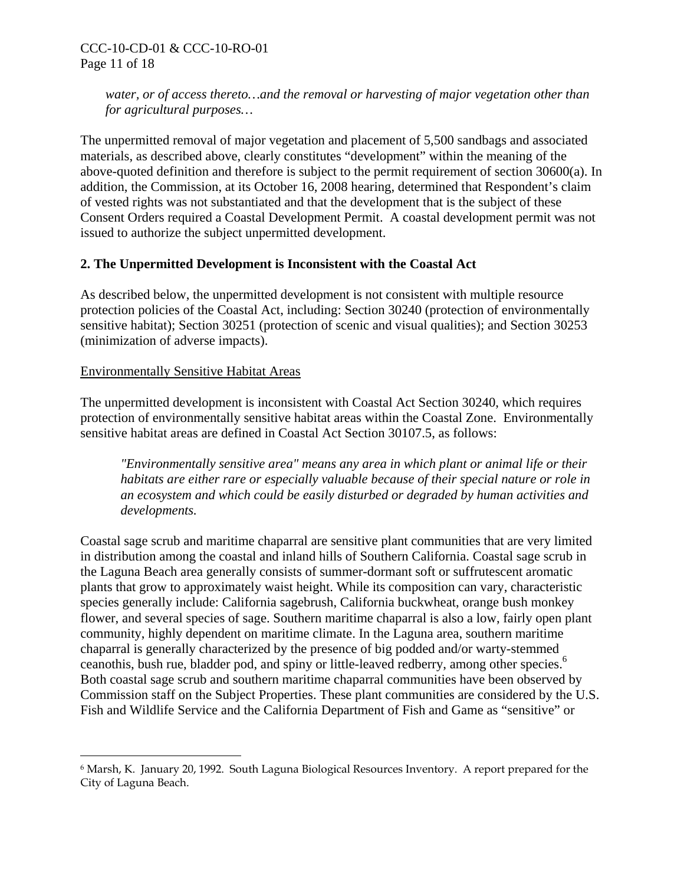*water, or of access thereto…and the removal or harvesting of major vegetation other than for agricultural purposes…*

The unpermitted removal of major vegetation and placement of 5,500 sandbags and associated materials, as described above, clearly constitutes "development" within the meaning of the above-quoted definition and therefore is subject to the permit requirement of section 30600(a). In addition, the Commission, at its October 16, 2008 hearing, determined that Respondent's claim of vested rights was not substantiated and that the development that is the subject of these Consent Orders required a Coastal Development Permit. A coastal development permit was not issued to authorize the subject unpermitted development.

**2. The Unpermitted Development is Inconsistent with the Coastal Act**

As described below, the unpermitted development is not consistent with multiple resource protection policies of the Coastal Act, including: Section 30240 (protection of environmentally sensitive habitat); Section 30251 (protection of scenic and visual qualities); and Section 30253 (minimization of adverse impacts).

Environmentally Sensitive Habitat Areas

The unpermitted development is inconsistent with Coastal Act Section 30240, which requires protection of environmentally sensitive habitat areas within the Coastal Zone. Environmentally sensitive habitat areas are defined in Coastal Act Section 30107.5, as follows:

*"Environmentally sensitive area" means any area in which plant or animal life or their habitats are either rare or especially valuable because of their special nature or role in an ecosystem and which could be easily disturbed or degraded by human activities and developments.*

Coastal sage scrub and maritime chaparral are sensitive plant communities that are very limited in distribution among the coastal and inland hills of Southern California. Coastal sage scrub in the Laguna Beach area generally consists of summer-dormant soft or suffrutescent aromatic plants that grow to approximately waist height. While its composition can vary, characteristic species generally include: California sagebrush, California buckwheat, orange bush monkey flower, and several species of sage. Southern maritime chaparral is also a low, fairly open plant community, highly dependent on maritime climate. In the Laguna area, southern maritime chaparral is generally characterized by the presence of big podded and/or warty-stemmed ceanothis, bush rue, bladder pod, and spiny or little-leaved redberry, among other species.[6] Both coastal sage scrub and southern maritime chaparral communities have been observed by Commission staff on the Subject Properties. These plant communities are considered by the U.S. Fish and Wildlife Service and the California Department of Fish and Game as "sensitive" or

[6] Marsh, K. January 20, 1992. South Laguna Biological Resources Inventory. A report prepared for the City of Laguna Beach.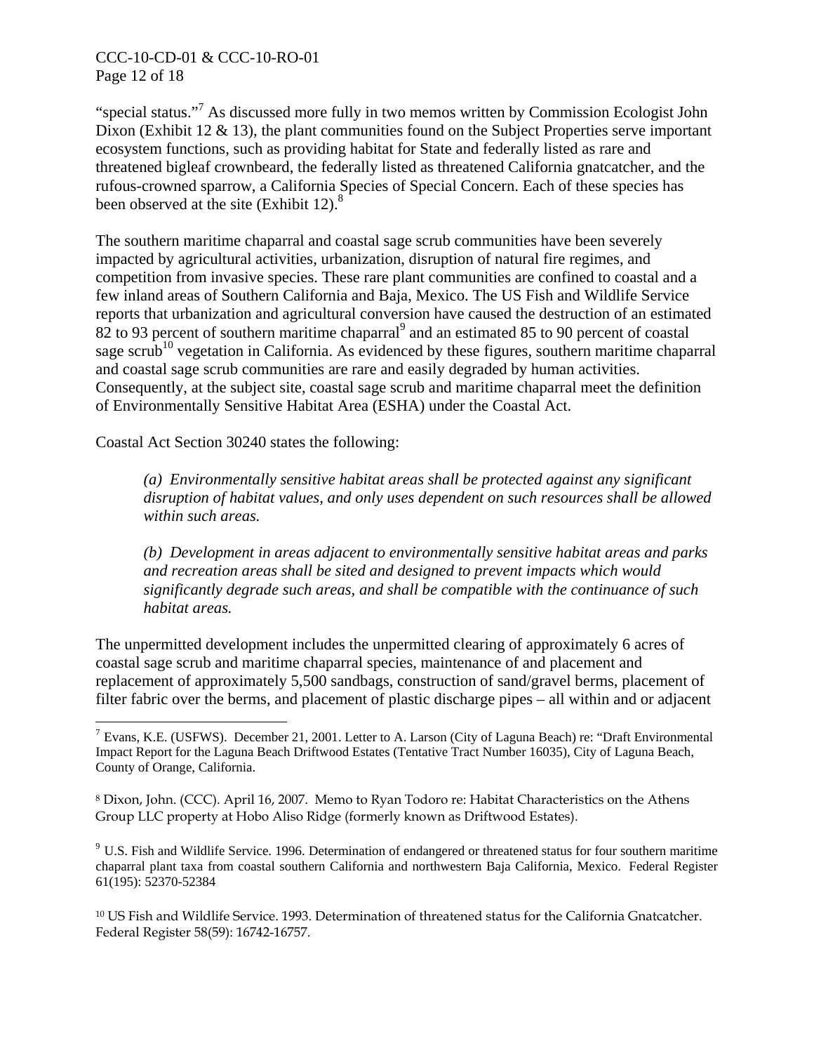"special status."[7] As discussed more fully in two memos written by Commission Ecologist John Dixon (Exhibit 12 & 13), the plant communities found on the Subject Properties serve important ecosystem functions, such as providing habitat for State and federally listed as rare and threatened bigleaf crownbeard, the federally listed as threatened California gnatcatcher, and the rufous-crowned sparrow, a California Species of Special Concern. Each of these species has been observed at the site (Exhibit 12).[8]

The southern maritime chaparral and coastal sage scrub communities have been severely impacted by agricultural activities, urbanization, disruption of natural fire regimes, and competition from invasive species. These rare plant communities are confined to coastal and a few inland areas of Southern California and Baja, Mexico. The US Fish and Wildlife Service reports that urbanization and agricultural conversion have caused the destruction of an estimated 82 to 93 percent of southern maritime chaparral[9] and an estimated 85 to 90 percent of coastal sage scrub[10] vegetation in California. As evidenced by these figures, southern maritime chaparral and coastal sage scrub communities are rare and easily degraded by human activities. Consequently, at the subject site, coastal sage scrub and maritime chaparral meet the definition of Environmentally Sensitive Habitat Area (ESHA) under the Coastal Act.

Coastal Act Section 30240 states the following:

> *(a) Environmentally sensitive habitat areas shall be protected against any significant disruption of habitat values, and only uses dependent on such resources shall be allowed within such areas.*
>
> *(b) Development in areas adjacent to environmentally sensitive habitat areas and parks and recreation areas shall be sited and designed to prevent impacts which would significantly degrade such areas, and shall be compatible with the continuance of such habitat areas.*

The unpermitted development includes the unpermitted clearing of approximately 6 acres of coastal sage scrub and maritime chaparral species, maintenance of and placement and replacement of approximately 5,500 sandbags, construction of sand/gravel berms, placement of filter fabric over the berms, and placement of plastic discharge pipes – all within and or adjacent

---

[7] Evans, K.E. (USFWS). December 21, 2001. Letter to A. Larson (City of Laguna Beach) re: "Draft Environmental Impact Report for the Laguna Beach Driftwood Estates (Tentative Tract Number 16035), City of Laguna Beach, County of Orange, California.

[8] Dixon, John. (CCC). April 16, 2007. Memo to Ryan Todoro re: Habitat Characteristics on the Athens Group LLC property at Hobo Aliso Ridge (formerly known as Driftwood Estates).

[9] U.S. Fish and Wildlife Service. 1996. Determination of endangered or threatened status for four southern maritime chaparral plant taxa from coastal southern California and northwestern Baja California, Mexico. Federal Register 61(195): 52370-52384

[10] US Fish and Wildlife Service. 1993. Determination of threatened status for the California Gnatcatcher. Federal Register 58(59): 16742-16757.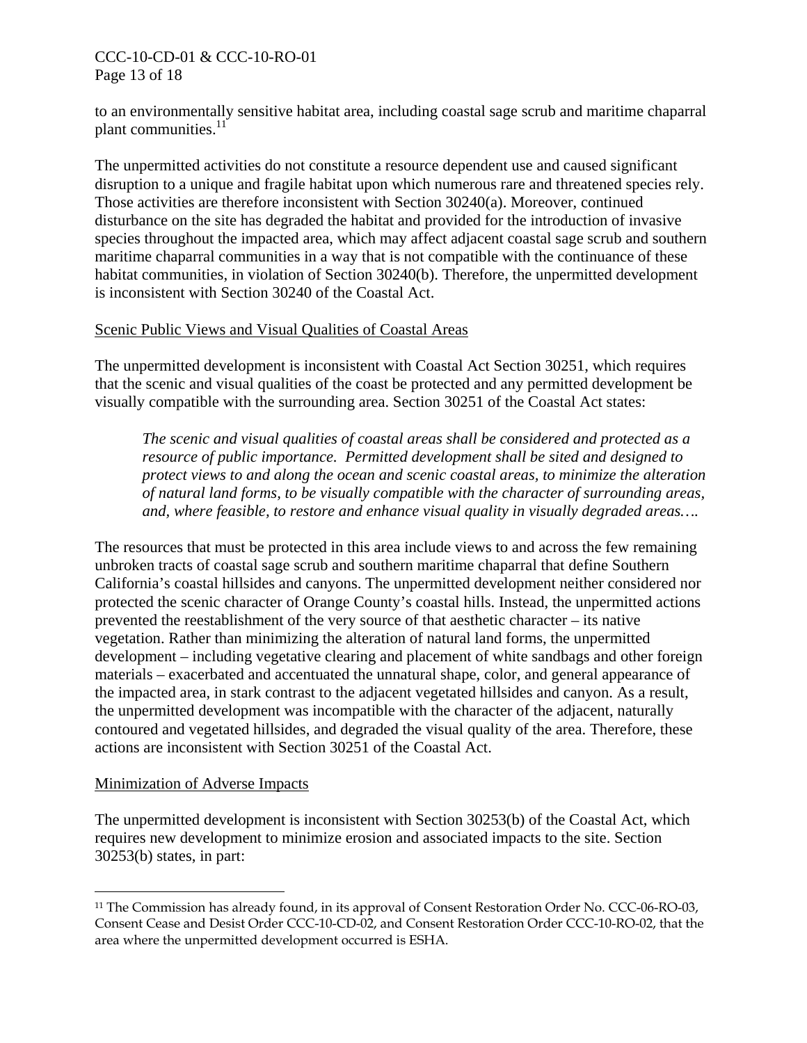to an environmentally sensitive habitat area, including coastal sage scrub and maritime chaparral plant communities.[11]

The unpermitted activities do not constitute a resource dependent use and caused significant disruption to a unique and fragile habitat upon which numerous rare and threatened species rely. Those activities are therefore inconsistent with Section 30240(a). Moreover, continued disturbance on the site has degraded the habitat and provided for the introduction of invasive species throughout the impacted area, which may affect adjacent coastal sage scrub and southern maritime chaparral communities in a way that is not compatible with the continuance of these habitat communities, in violation of Section 30240(b). Therefore, the unpermitted development is inconsistent with Section 30240 of the Coastal Act.

Scenic Public Views and Visual Qualities of Coastal Areas

The unpermitted development is inconsistent with Coastal Act Section 30251, which requires that the scenic and visual qualities of the coast be protected and any permitted development be visually compatible with the surrounding area. Section 30251 of the Coastal Act states:

> *The scenic and visual qualities of coastal areas shall be considered and protected as a resource of public importance. Permitted development shall be sited and designed to protect views to and along the ocean and scenic coastal areas, to minimize the alteration of natural land forms, to be visually compatible with the character of surrounding areas, and, where feasible, to restore and enhance visual quality in visually degraded areas….*

The resources that must be protected in this area include views to and across the few remaining unbroken tracts of coastal sage scrub and southern maritime chaparral that define Southern California's coastal hillsides and canyons. The unpermitted development neither considered nor protected the scenic character of Orange County's coastal hills. Instead, the unpermitted actions prevented the reestablishment of the very source of that aesthetic character – its native vegetation. Rather than minimizing the alteration of natural land forms, the unpermitted development – including vegetative clearing and placement of white sandbags and other foreign materials – exacerbated and accentuated the unnatural shape, color, and general appearance of the impacted area, in stark contrast to the adjacent vegetated hillsides and canyon. As a result, the unpermitted development was incompatible with the character of the adjacent, naturally contoured and vegetated hillsides, and degraded the visual quality of the area. Therefore, these actions are inconsistent with Section 30251 of the Coastal Act.

Minimization of Adverse Impacts

The unpermitted development is inconsistent with Section 30253(b) of the Coastal Act, which requires new development to minimize erosion and associated impacts to the site. Section 30253(b) states, in part:

---

[11] The Commission has already found, in its approval of Consent Restoration Order No. CCC-06-RO-03, Consent Cease and Desist Order CCC-10-CD-02, and Consent Restoration Order CCC-10-RO-02, that the area where the unpermitted development occurred is ESHA.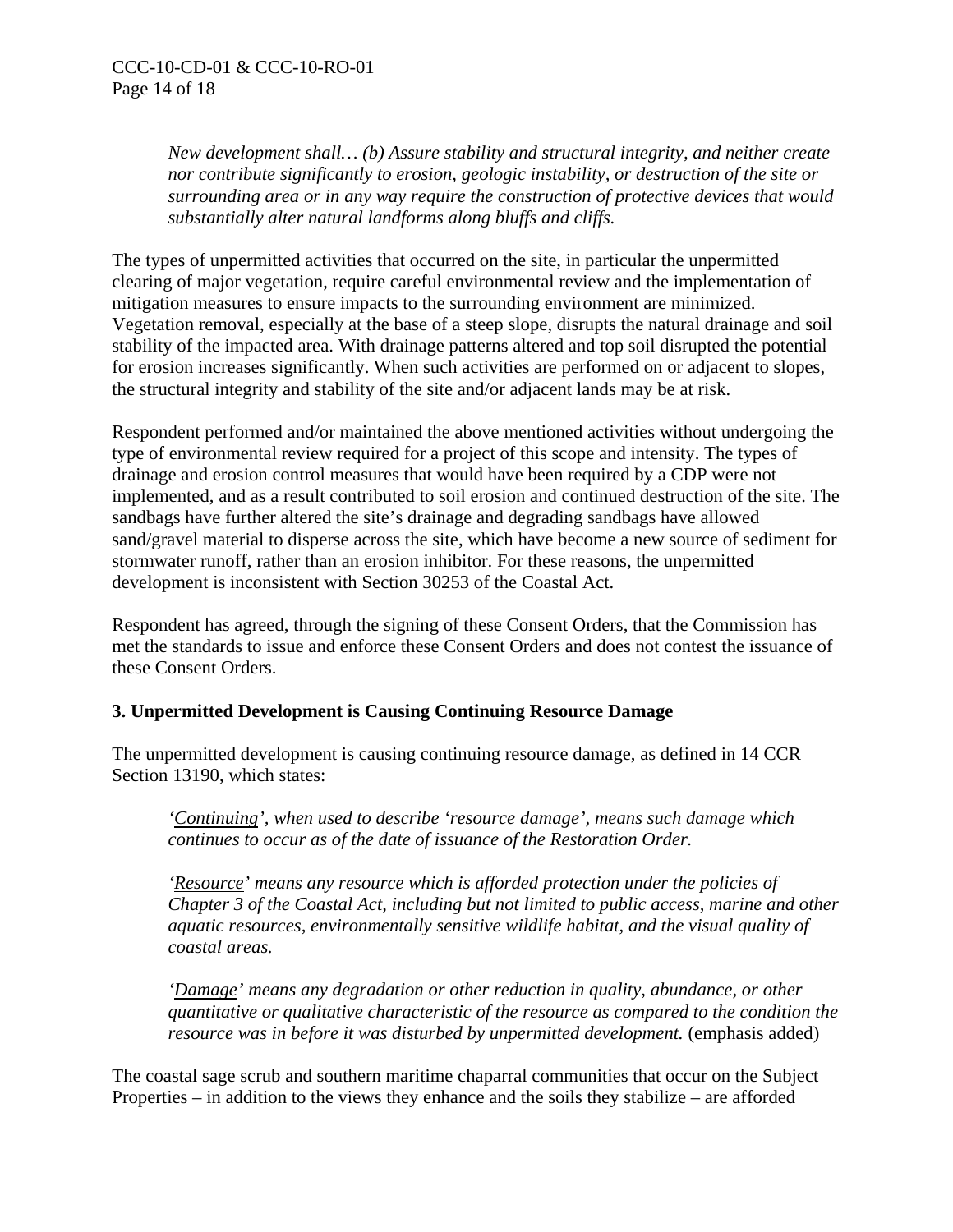> *New development shall… (b) Assure stability and structural integrity, and neither create nor contribute significantly to erosion, geologic instability, or destruction of the site or surrounding area or in any way require the construction of protective devices that would substantially alter natural landforms along bluffs and cliffs.*

The types of unpermitted activities that occurred on the site, in particular the unpermitted clearing of major vegetation, require careful environmental review and the implementation of mitigation measures to ensure impacts to the surrounding environment are minimized. Vegetation removal, especially at the base of a steep slope, disrupts the natural drainage and soil stability of the impacted area. With drainage patterns altered and top soil disrupted the potential for erosion increases significantly. When such activities are performed on or adjacent to slopes, the structural integrity and stability of the site and/or adjacent lands may be at risk.

Respondent performed and/or maintained the above mentioned activities without undergoing the type of environmental review required for a project of this scope and intensity. The types of drainage and erosion control measures that would have been required by a CDP were not implemented, and as a result contributed to soil erosion and continued destruction of the site. The sandbags have further altered the site's drainage and degrading sandbags have allowed sand/gravel material to disperse across the site, which have become a new source of sediment for stormwater runoff, rather than an erosion inhibitor. For these reasons, the unpermitted development is inconsistent with Section 30253 of the Coastal Act.

Respondent has agreed, through the signing of these Consent Orders, that the Commission has met the standards to issue and enforce these Consent Orders and does not contest the issuance of these Consent Orders.

### 3. Unpermitted Development is Causing Continuing Resource Damage

The unpermitted development is causing continuing resource damage, as defined in 14 CCR Section 13190, which states:

> *'Continuing', when used to describe 'resource damage', means such damage which continues to occur as of the date of issuance of the Restoration Order.*
>
> *'Resource' means any resource which is afforded protection under the policies of Chapter 3 of the Coastal Act, including but not limited to public access, marine and other aquatic resources, environmentally sensitive wildlife habitat, and the visual quality of coastal areas.*
>
> *'Damage' means any degradation or other reduction in quality, abundance, or other quantitative or qualitative characteristic of the resource as compared to the condition the resource was in before it was disturbed by unpermitted development.* (emphasis added)

The coastal sage scrub and southern maritime chaparral communities that occur on the Subject Properties – in addition to the views they enhance and the soils they stabilize – are afforded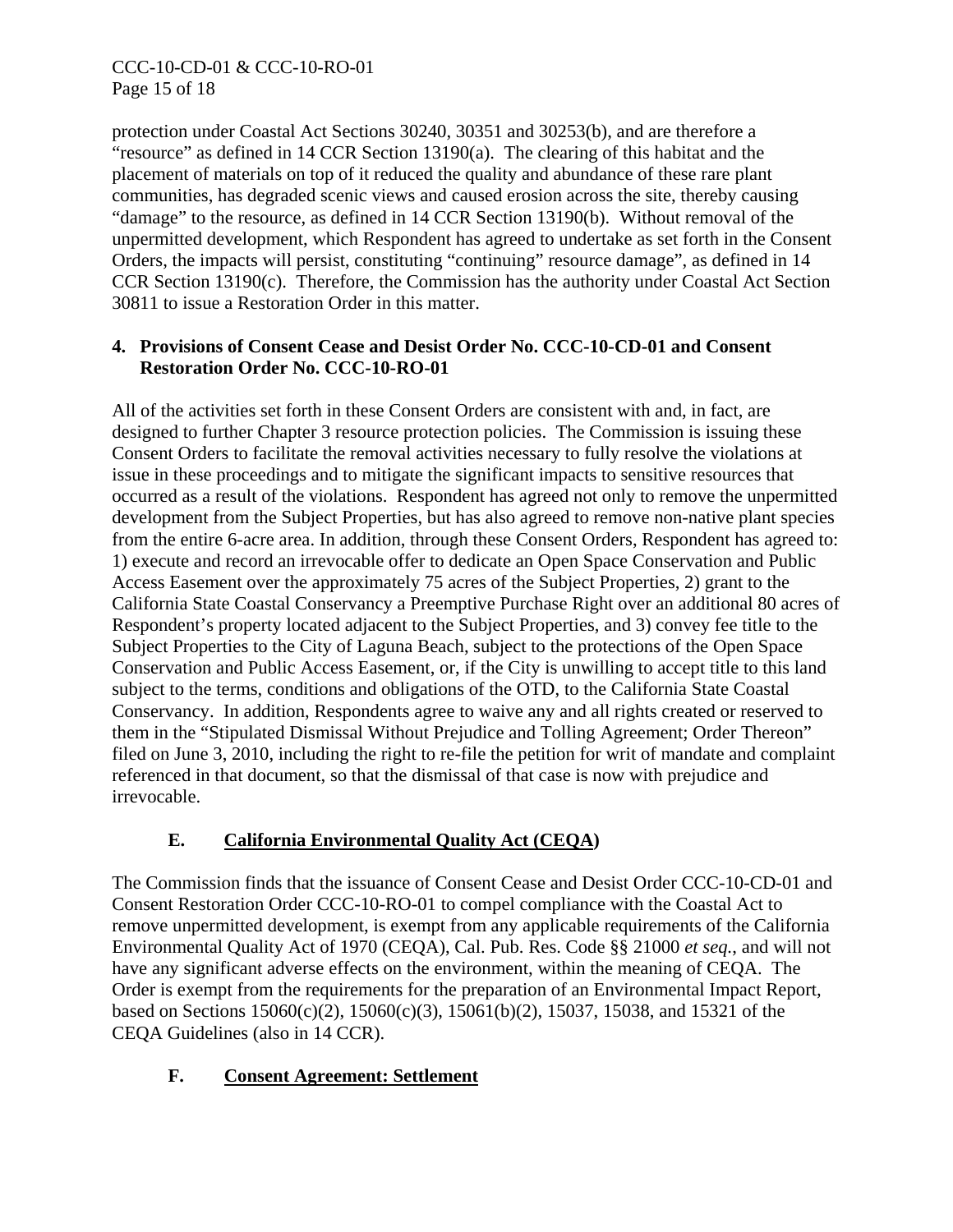protection under Coastal Act Sections 30240, 30351 and 30253(b), and are therefore a "resource" as defined in 14 CCR Section 13190(a). The clearing of this habitat and the placement of materials on top of it reduced the quality and abundance of these rare plant communities, has degraded scenic views and caused erosion across the site, thereby causing "damage" to the resource, as defined in 14 CCR Section 13190(b). Without removal of the unpermitted development, which Respondent has agreed to undertake as set forth in the Consent Orders, the impacts will persist, constituting "continuing" resource damage", as defined in 14 CCR Section 13190(c). Therefore, the Commission has the authority under Coastal Act Section 30811 to issue a Restoration Order in this matter.

**4. Provisions of Consent Cease and Desist Order No. CCC-10-CD-01 and Consent Restoration Order No. CCC-10-RO-01**

All of the activities set forth in these Consent Orders are consistent with and, in fact, are designed to further Chapter 3 resource protection policies. The Commission is issuing these Consent Orders to facilitate the removal activities necessary to fully resolve the violations at issue in these proceedings and to mitigate the significant impacts to sensitive resources that occurred as a result of the violations. Respondent has agreed not only to remove the unpermitted development from the Subject Properties, but has also agreed to remove non-native plant species from the entire 6-acre area. In addition, through these Consent Orders, Respondent has agreed to: 1) execute and record an irrevocable offer to dedicate an Open Space Conservation and Public Access Easement over the approximately 75 acres of the Subject Properties, 2) grant to the California State Coastal Conservancy a Preemptive Purchase Right over an additional 80 acres of Respondent's property located adjacent to the Subject Properties, and 3) convey fee title to the Subject Properties to the City of Laguna Beach, subject to the protections of the Open Space Conservation and Public Access Easement, or, if the City is unwilling to accept title to this land subject to the terms, conditions and obligations of the OTD, to the California State Coastal Conservancy. In addition, Respondents agree to waive any and all rights created or reserved to them in the "Stipulated Dismissal Without Prejudice and Tolling Agreement; Order Thereon" filed on June 3, 2010, including the right to re-file the petition for writ of mandate and complaint referenced in that document, so that the dismissal of that case is now with prejudice and irrevocable.

## E. California Environmental Quality Act (CEQA)

The Commission finds that the issuance of Consent Cease and Desist Order CCC-10-CD-01 and Consent Restoration Order CCC-10-RO-01 to compel compliance with the Coastal Act to remove unpermitted development, is exempt from any applicable requirements of the California Environmental Quality Act of 1970 (CEQA), Cal. Pub. Res. Code §§ 21000 *et seq.*, and will not have any significant adverse effects on the environment, within the meaning of CEQA. The Order is exempt from the requirements for the preparation of an Environmental Impact Report, based on Sections 15060(c)(2), 15060(c)(3), 15061(b)(2), 15037, 15038, and 15321 of the CEQA Guidelines (also in 14 CCR).

## F. Consent Agreement: Settlement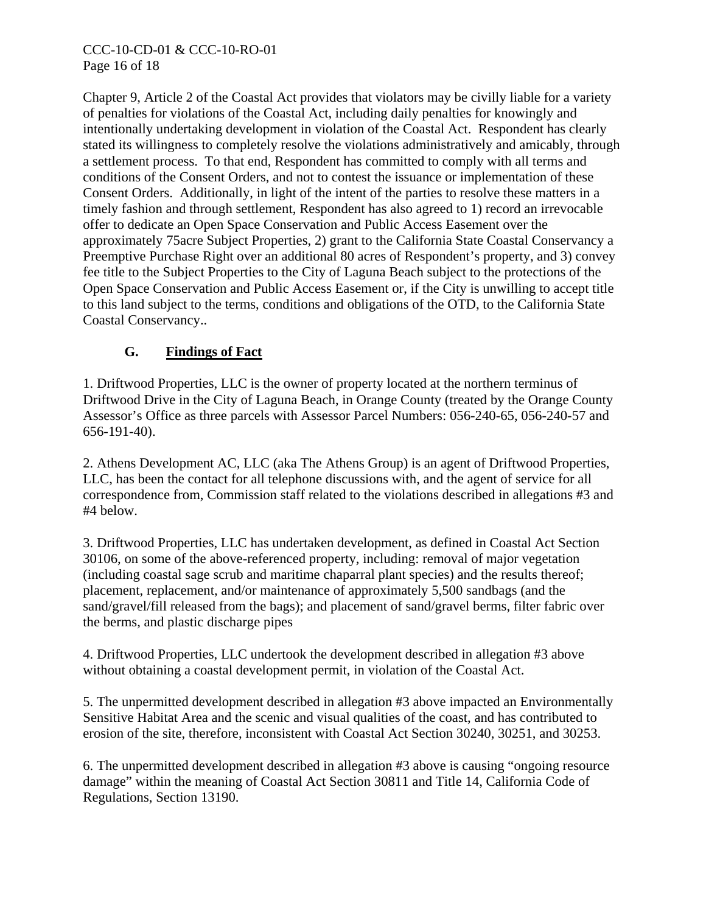Chapter 9, Article 2 of the Coastal Act provides that violators may be civilly liable for a variety of penalties for violations of the Coastal Act, including daily penalties for knowingly and intentionally undertaking development in violation of the Coastal Act. Respondent has clearly stated its willingness to completely resolve the violations administratively and amicably, through a settlement process. To that end, Respondent has committed to comply with all terms and conditions of the Consent Orders, and not to contest the issuance or implementation of these Consent Orders. Additionally, in light of the intent of the parties to resolve these matters in a timely fashion and through settlement, Respondent has also agreed to 1) record an irrevocable offer to dedicate an Open Space Conservation and Public Access Easement over the approximately 75acre Subject Properties, 2) grant to the California State Coastal Conservancy a Preemptive Purchase Right over an additional 80 acres of Respondent's property, and 3) convey fee title to the Subject Properties to the City of Laguna Beach subject to the protections of the Open Space Conservation and Public Access Easement or, if the City is unwilling to accept title to this land subject to the terms, conditions and obligations of the OTD, to the California State Coastal Conservancy..

### G. Findings of Fact

1. Driftwood Properties, LLC is the owner of property located at the northern terminus of Driftwood Drive in the City of Laguna Beach, in Orange County (treated by the Orange County Assessor's Office as three parcels with Assessor Parcel Numbers: 056-240-65, 056-240-57 and 656-191-40).

2. Athens Development AC, LLC (aka The Athens Group) is an agent of Driftwood Properties, LLC, has been the contact for all telephone discussions with, and the agent of service for all correspondence from, Commission staff related to the violations described in allegations #3 and #4 below.

3. Driftwood Properties, LLC has undertaken development, as defined in Coastal Act Section 30106, on some of the above-referenced property, including: removal of major vegetation (including coastal sage scrub and maritime chaparral plant species) and the results thereof; placement, replacement, and/or maintenance of approximately 5,500 sandbags (and the sand/gravel/fill released from the bags); and placement of sand/gravel berms, filter fabric over the berms, and plastic discharge pipes

4. Driftwood Properties, LLC undertook the development described in allegation #3 above without obtaining a coastal development permit, in violation of the Coastal Act.

5. The unpermitted development described in allegation #3 above impacted an Environmentally Sensitive Habitat Area and the scenic and visual qualities of the coast, and has contributed to erosion of the site, therefore, inconsistent with Coastal Act Section 30240, 30251, and 30253.

6. The unpermitted development described in allegation #3 above is causing "ongoing resource damage" within the meaning of Coastal Act Section 30811 and Title 14, California Code of Regulations, Section 13190.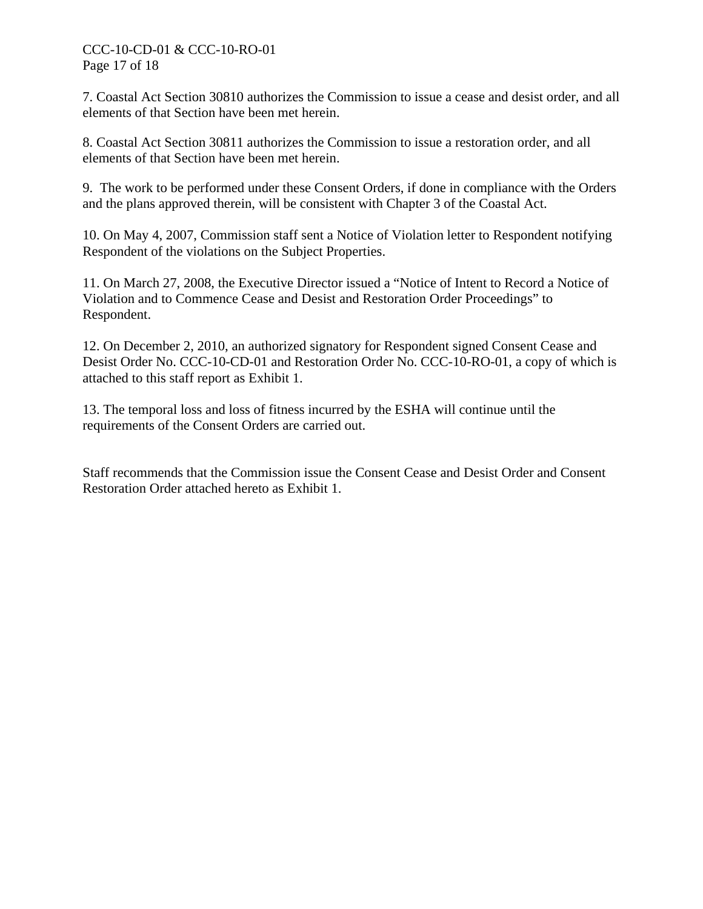7. Coastal Act Section 30810 authorizes the Commission to issue a cease and desist order, and all elements of that Section have been met herein.

8. Coastal Act Section 30811 authorizes the Commission to issue a restoration order, and all elements of that Section have been met herein.

9. The work to be performed under these Consent Orders, if done in compliance with the Orders and the plans approved therein, will be consistent with Chapter 3 of the Coastal Act.

10. On May 4, 2007, Commission staff sent a Notice of Violation letter to Respondent notifying Respondent of the violations on the Subject Properties.

11. On March 27, 2008, the Executive Director issued a "Notice of Intent to Record a Notice of Violation and to Commence Cease and Desist and Restoration Order Proceedings" to Respondent.

12. On December 2, 2010, an authorized signatory for Respondent signed Consent Cease and Desist Order No. CCC-10-CD-01 and Restoration Order No. CCC-10-RO-01, a copy of which is attached to this staff report as Exhibit 1.

13. The temporal loss and loss of fitness incurred by the ESHA will continue until the requirements of the Consent Orders are carried out.

Staff recommends that the Commission issue the Consent Cease and Desist Order and Consent Restoration Order attached hereto as Exhibit 1.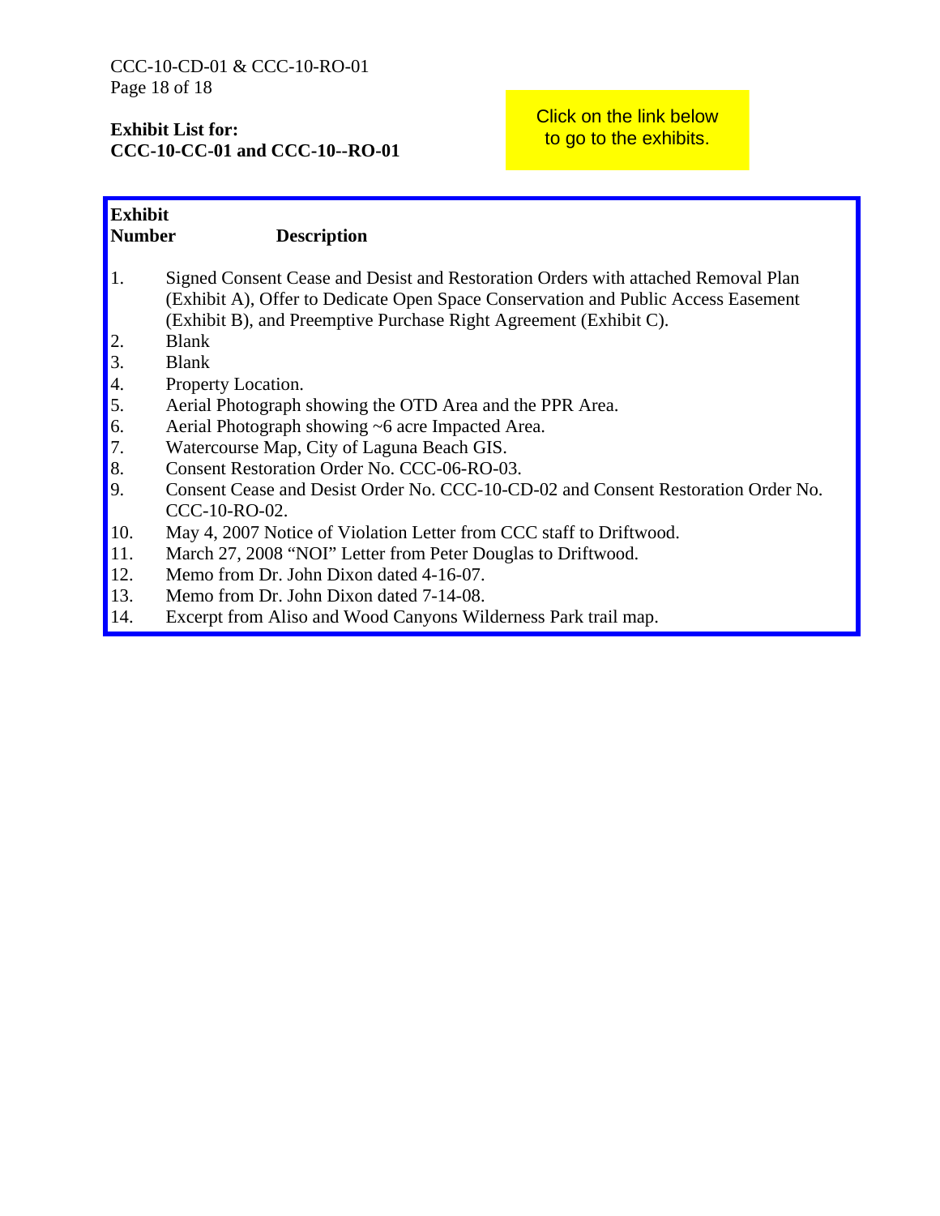**Exhibit List for:**
**CCC-10-CC-01 and CCC-10--RO-01**

Click on the link below to go to the exhibits.

| Exhibit Number | Description |
|---|---|
| 1. | Signed Consent Cease and Desist and Restoration Orders with attached Removal Plan (Exhibit A), Offer to Dedicate Open Space Conservation and Public Access Easement (Exhibit B), and Preemptive Purchase Right Agreement (Exhibit C). |
| 2. | Blank |
| 3. | Blank |
| 4. | Property Location. |
| 5. | Aerial Photograph showing the OTD Area and the PPR Area. |
| 6. | Aerial Photograph showing ~6 acre Impacted Area. |
| 7. | Watercourse Map, City of Laguna Beach GIS. |
| 8. | Consent Restoration Order No. CCC-06-RO-03. |
| 9. | Consent Cease and Desist Order No. CCC-10-CD-02 and Consent Restoration Order No. CCC-10-RO-02. |
| 10. | May 4, 2007 Notice of Violation Letter from CCC staff to Driftwood. |
| 11. | March 27, 2008 "NOI" Letter from Peter Douglas to Driftwood. |
| 12. | Memo from Dr. John Dixon dated 4-16-07. |
| 13. | Memo from Dr. John Dixon dated 7-14-08. |
| 14. | Excerpt from Aliso and Wood Canyons Wilderness Park trail map. |